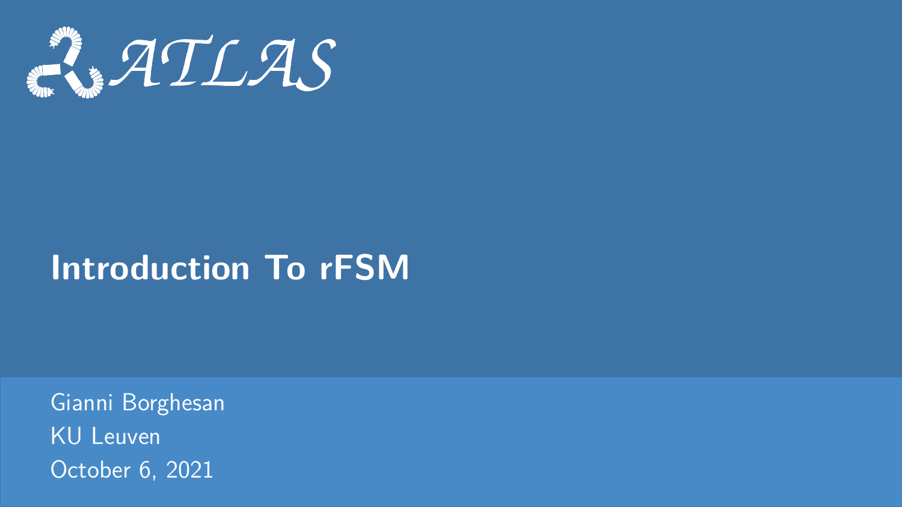ATLAS

# Introduction To rFSM

Gianni Borghesan
KU Leuven
October 6, 2021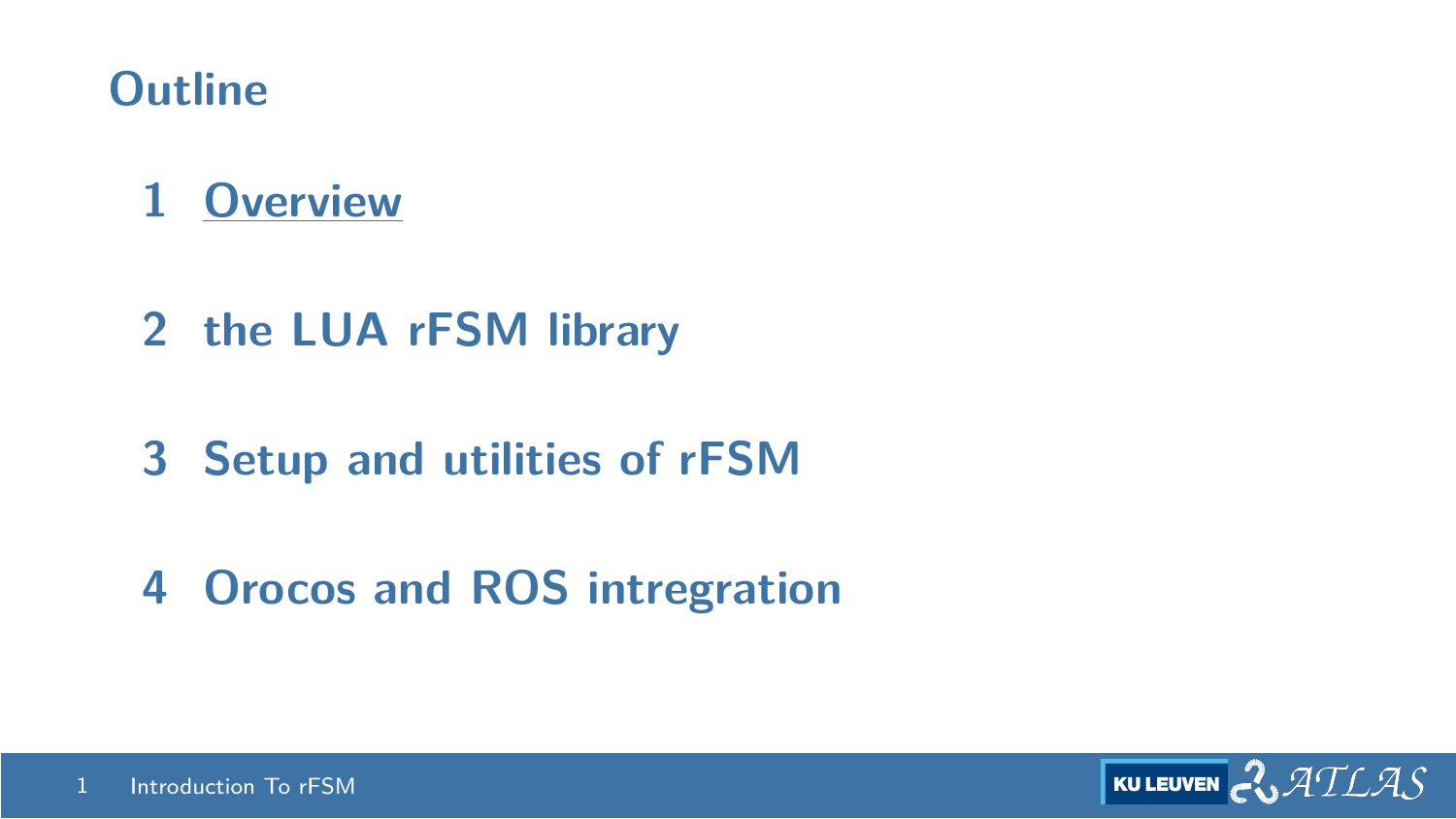# Outline

1. Overview
2. the LUA rFSM library
3. Setup and utilities of rFSM
4. Orocos and ROS intregration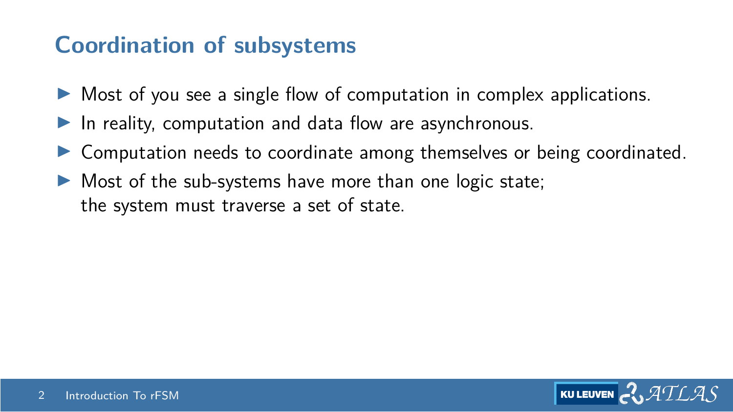## Coordination of subsystems

- Most of you see a single flow of computation in complex applications.
- In reality, computation and data flow are asynchronous.
- Computation needs to coordinate among themselves or being coordinated.
- Most of the sub-systems have more than one logic state;
  the system must traverse a set of state.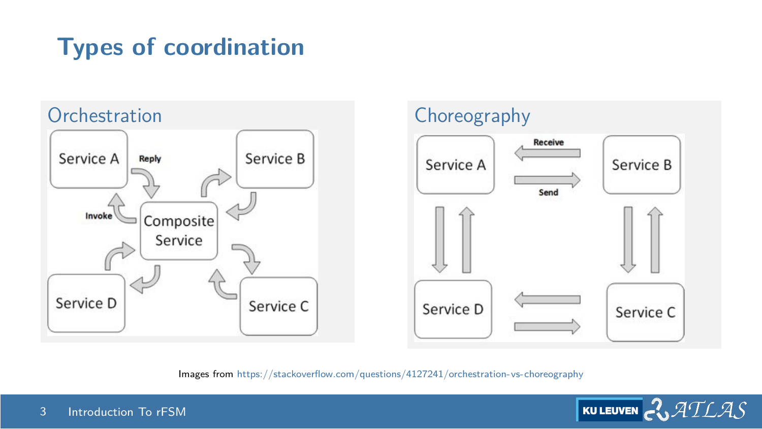# Types of coordination

## Orchestration

Service A, Service B, Service C, Service D, Composite Service, Invoke, Reply

## Choreography

Service A, Service B, Service C, Service D, Receive, Send

Images from https://stackoverflow.com/questions/4127241/orchestration-vs-choreography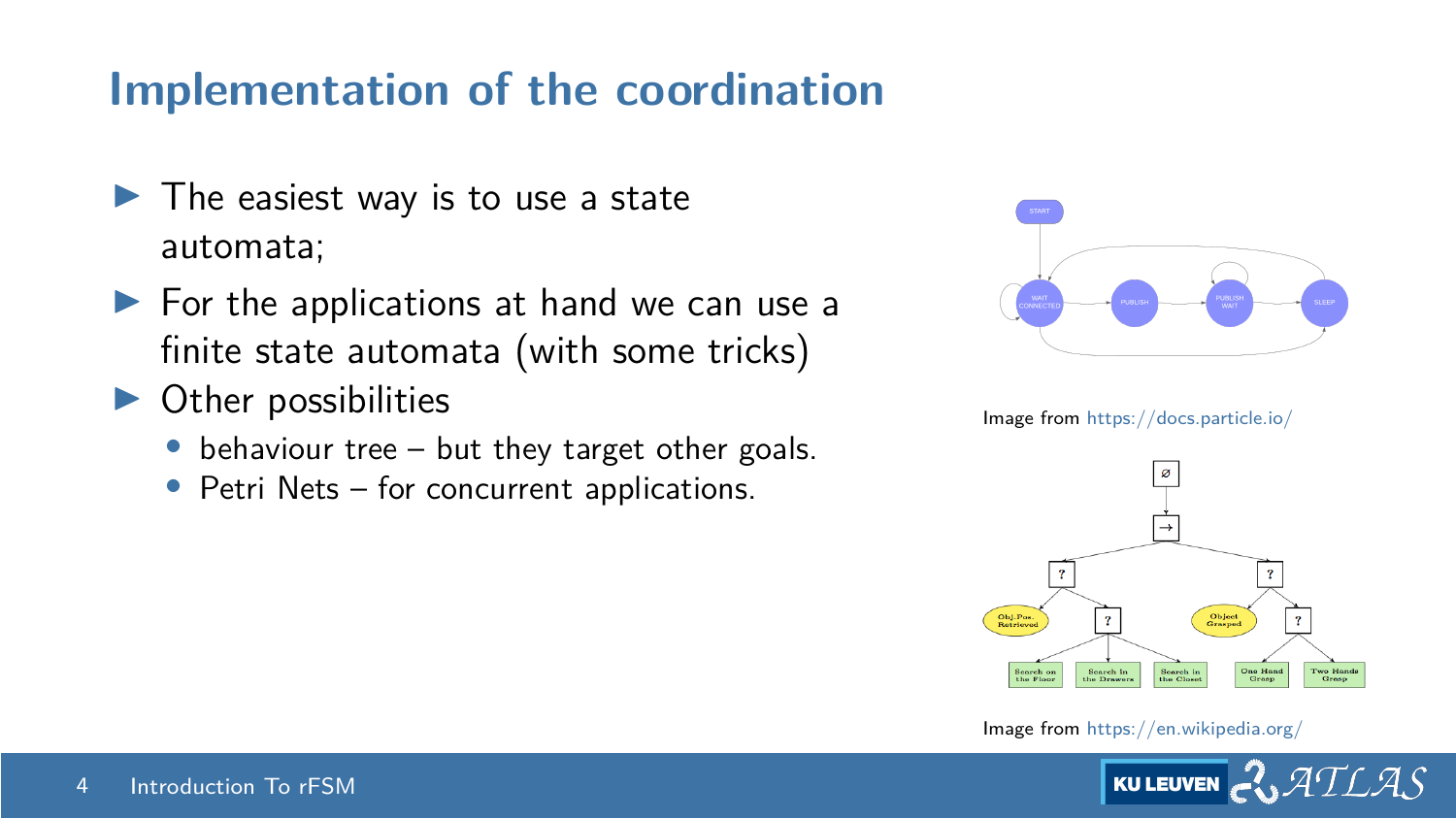# Implementation of the coordination

- The easiest way is to use a state automata;
- For the applications at hand we can use a finite state automata (with some tricks)
- Other possibilities
  - behaviour tree – but they target other goals.
  - Petri Nets – for concurrent applications.

Image from https://docs.particle.io/

Image from https://en.wikipedia.org/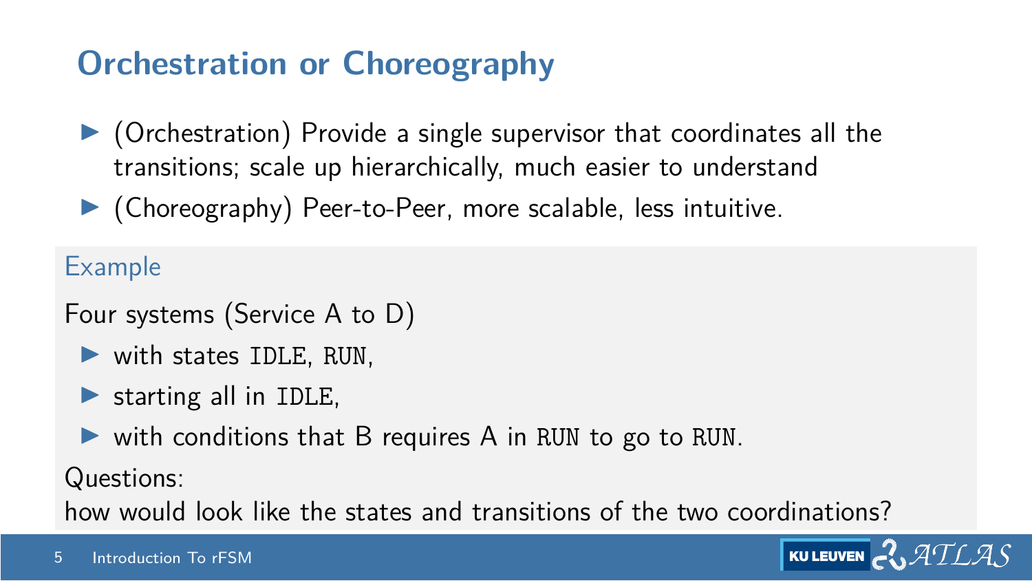# Orchestration or Choreography

- (Orchestration) Provide a single supervisor that coordinates all the transitions; scale up hierarchically, much easier to understand
- (Choreography) Peer-to-Peer, more scalable, less intuitive.

### Example

Four systems (Service A to D)

- with states `IDLE`, `RUN`,
- starting all in `IDLE`,
- with conditions that B requires A in `RUN` to go to `RUN`.

Questions:
how would look like the states and transitions of the two coordinations?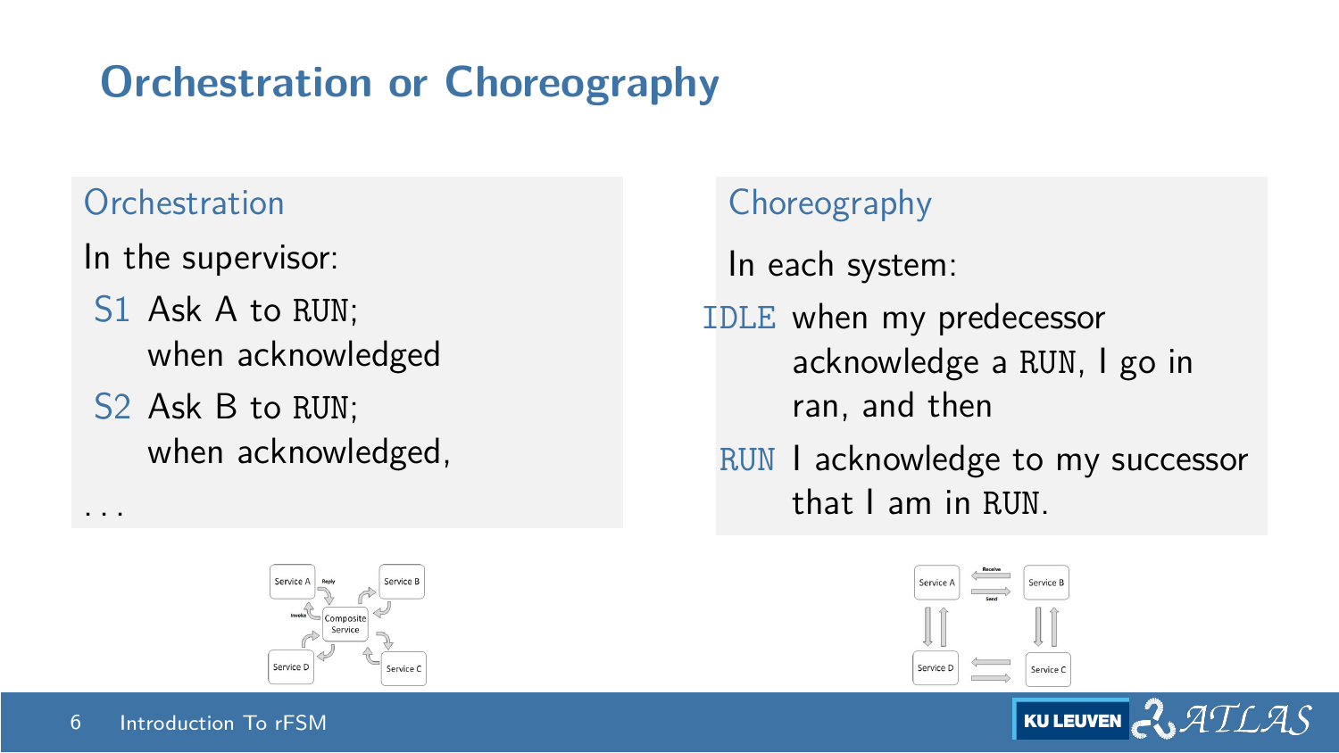# Orchestration or Choreography

## Orchestration

In the supervisor:

- **S1** Ask A to RUN; when acknowledged
- **S2** Ask B to RUN; when acknowledged,

...

## Choreography

In each system:

- **IDLE** when my predecessor acknowledge a RUN, I go in ran, and then
- **RUN** I acknowledge to my successor that I am in RUN.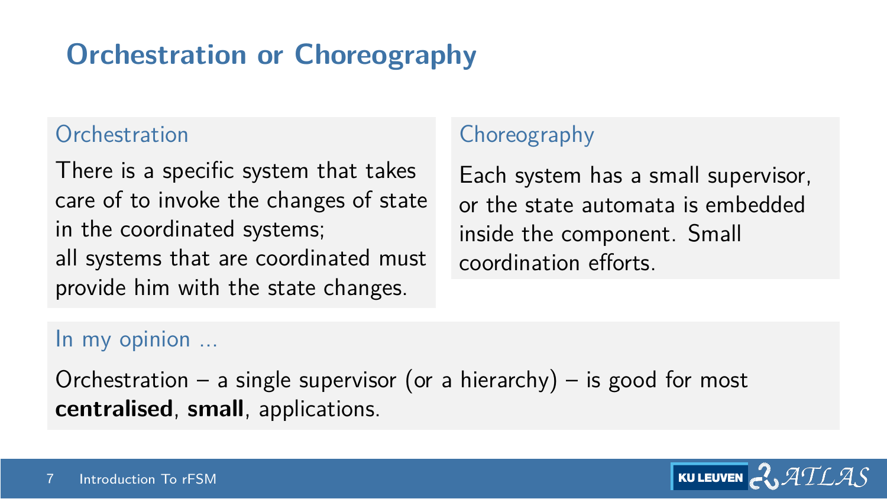# Orchestration or Choreography

### Orchestration

There is a specific system that takes care of to invoke the changes of state in the coordinated systems;
all systems that are coordinated must provide him with the state changes.

### Choreography

Each system has a small supervisor, or the state automata is embedded inside the component. Small coordination efforts.

### In my opinion ...

Orchestration – a single supervisor (or a hierarchy) – is good for most **centralised**, **small**, applications.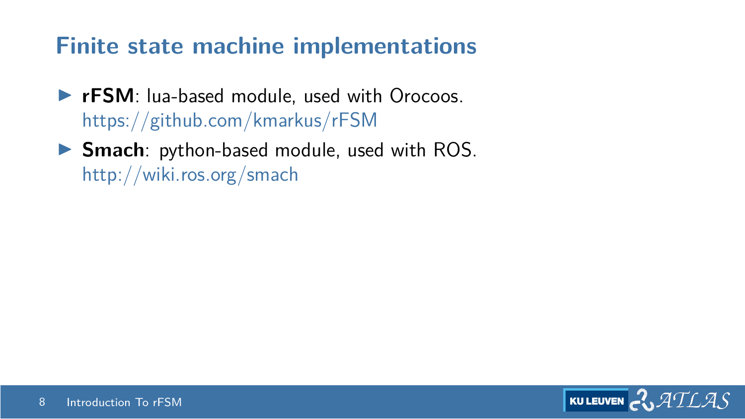## Finite state machine implementations

- **rFSM**: lua-based module, used with Orocoos.
  https://github.com/kmarkus/rFSM
- **Smach**: python-based module, used with ROS.
  http://wiki.ros.org/smach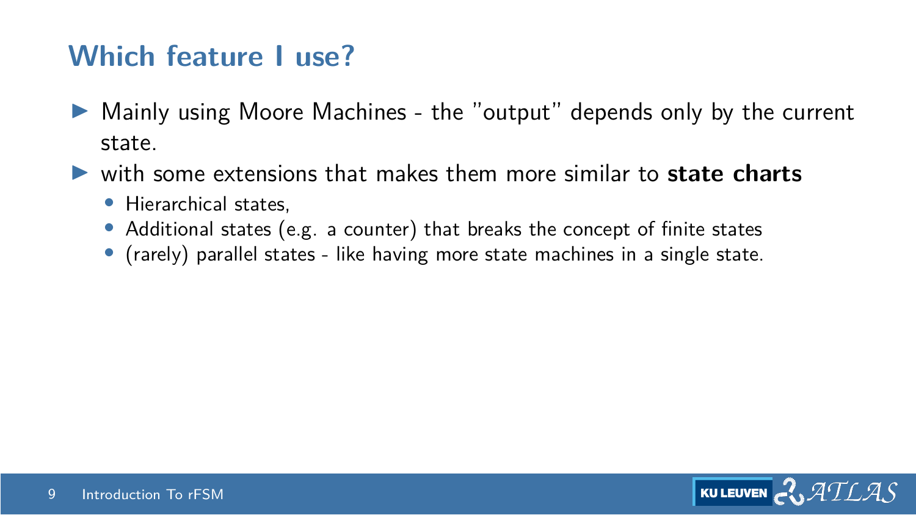## Which feature I use?

- Mainly using Moore Machines - the "output" depends only by the current state.
- with some extensions that makes them more similar to **state charts**
  - Hierarchical states,
  - Additional states (e.g. a counter) that breaks the concept of finite states
  - (rarely) parallel states - like having more state machines in a single state.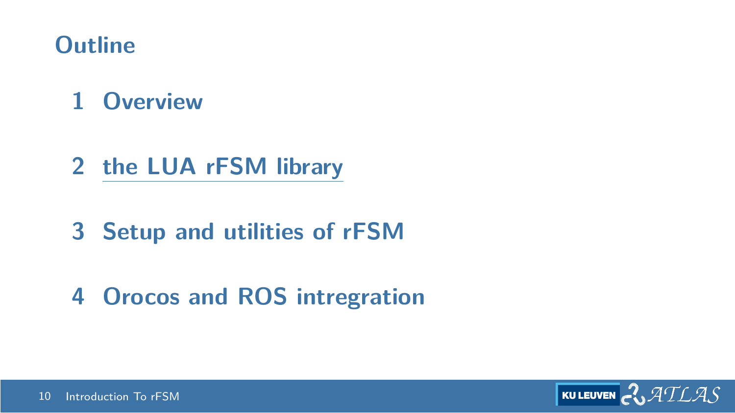# Outline

1. Overview

2. the LUA rFSM library

3. Setup and utilities of rFSM

4. Orocos and ROS intregration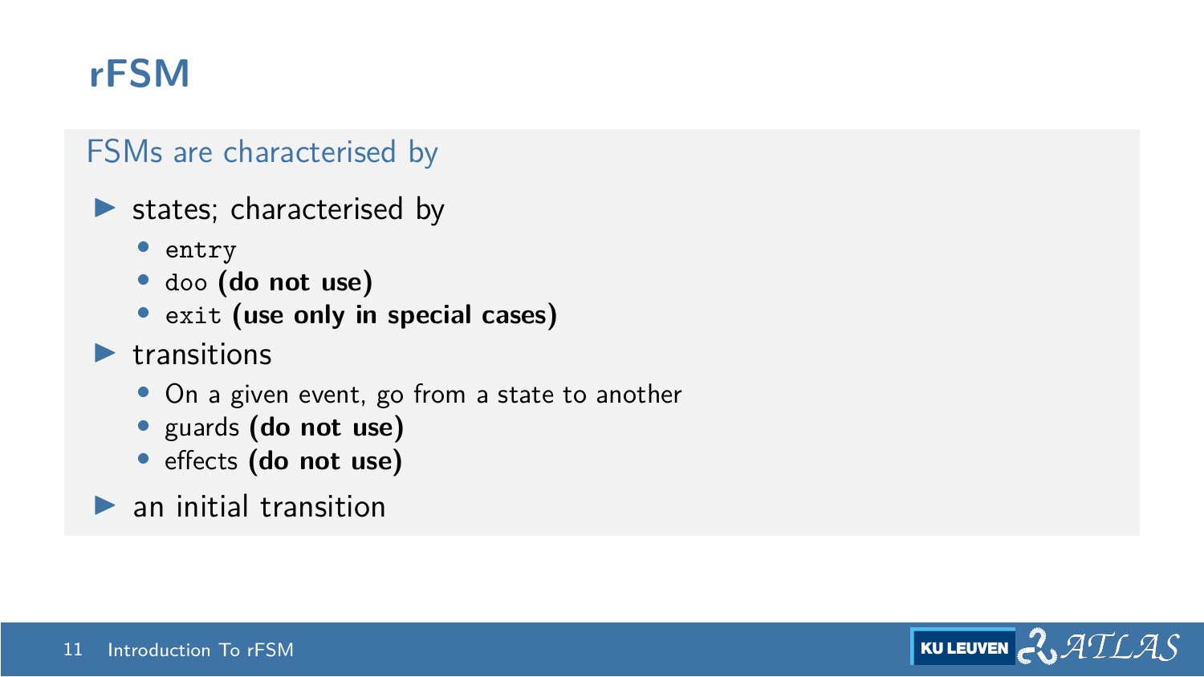# rFSM

## FSMs are characterised by

- states; characterised by
  - `entry`
  - `doo` **(do not use)**
  - `exit` **(use only in special cases)**
- transitions
  - On a given event, go from a state to another
  - guards **(do not use)**
  - effects **(do not use)**
- an initial transition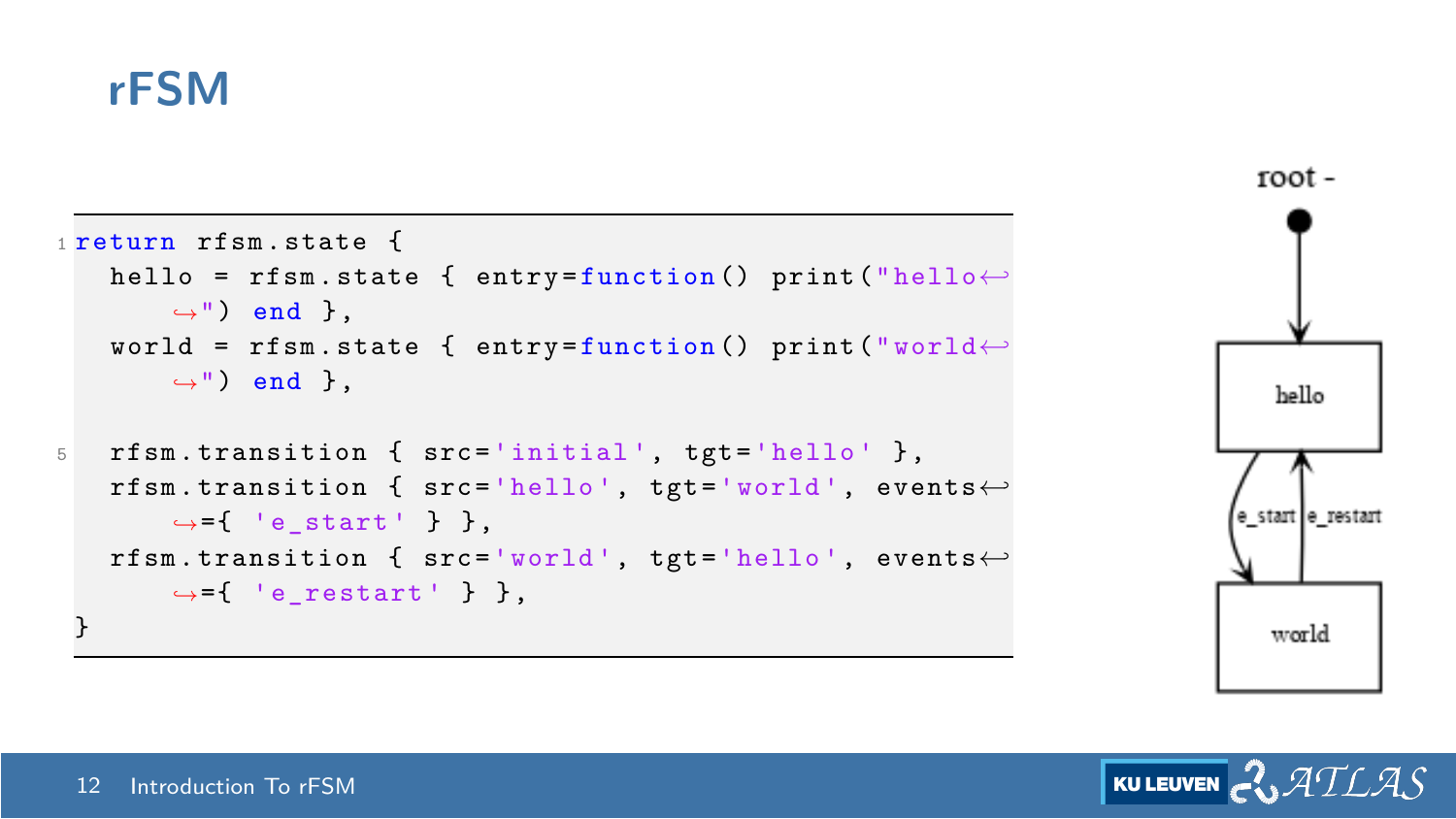# rFSM

```lua
return rfsm.state {
   hello = rfsm.state { entry=function() print("hello") end },
   world = rfsm.state { entry=function() print("world") end },

   rfsm.transition { src='initial', tgt='hello' },
   rfsm.transition { src='hello', tgt='world', events={ 'e_start' } },
   rfsm.transition { src='world', tgt='hello', events={ 'e_restart' } },
}
```

root -

hello

e_start

e_restart

world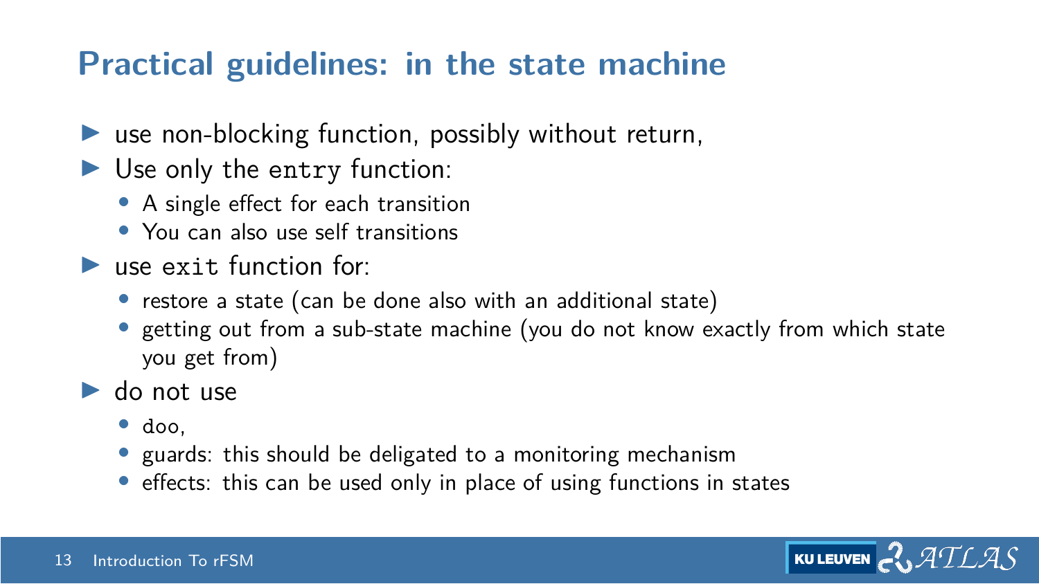# Practical guidelines: in the state machine

- use non-blocking function, possibly without return,
- Use only the `entry` function:
  - A single effect for each transition
  - You can also use self transitions
- use `exit` function for:
  - restore a state (can be done also with an additional state)
  - getting out from a sub-state machine (you do not know exactly from which state you get from)
- do not use
  - `doo`,
  - guards: this should be deligated to a monitoring mechanism
  - effects: this can be used only in place of using functions in states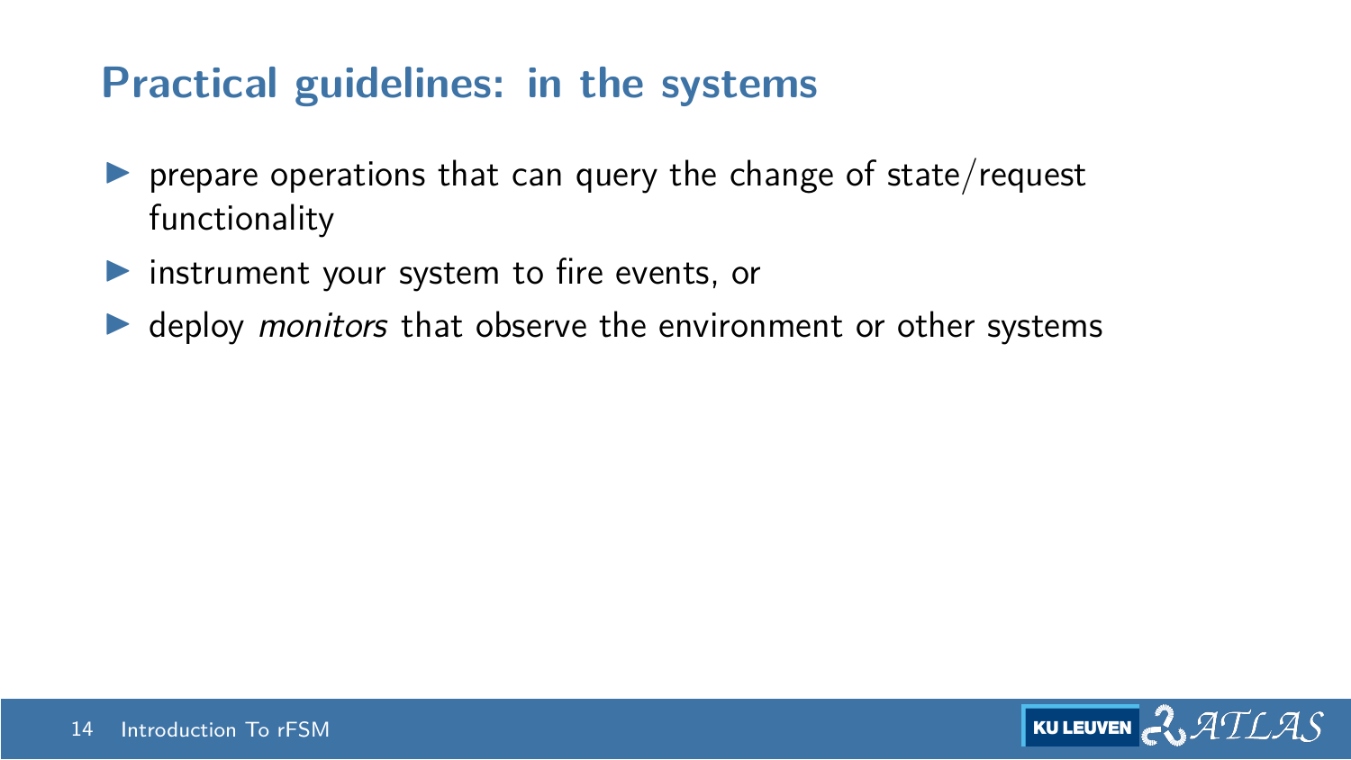## Practical guidelines: in the systems

- prepare operations that can query the change of state/request functionality
- instrument your system to fire events, or
- deploy *monitors* that observe the environment or other systems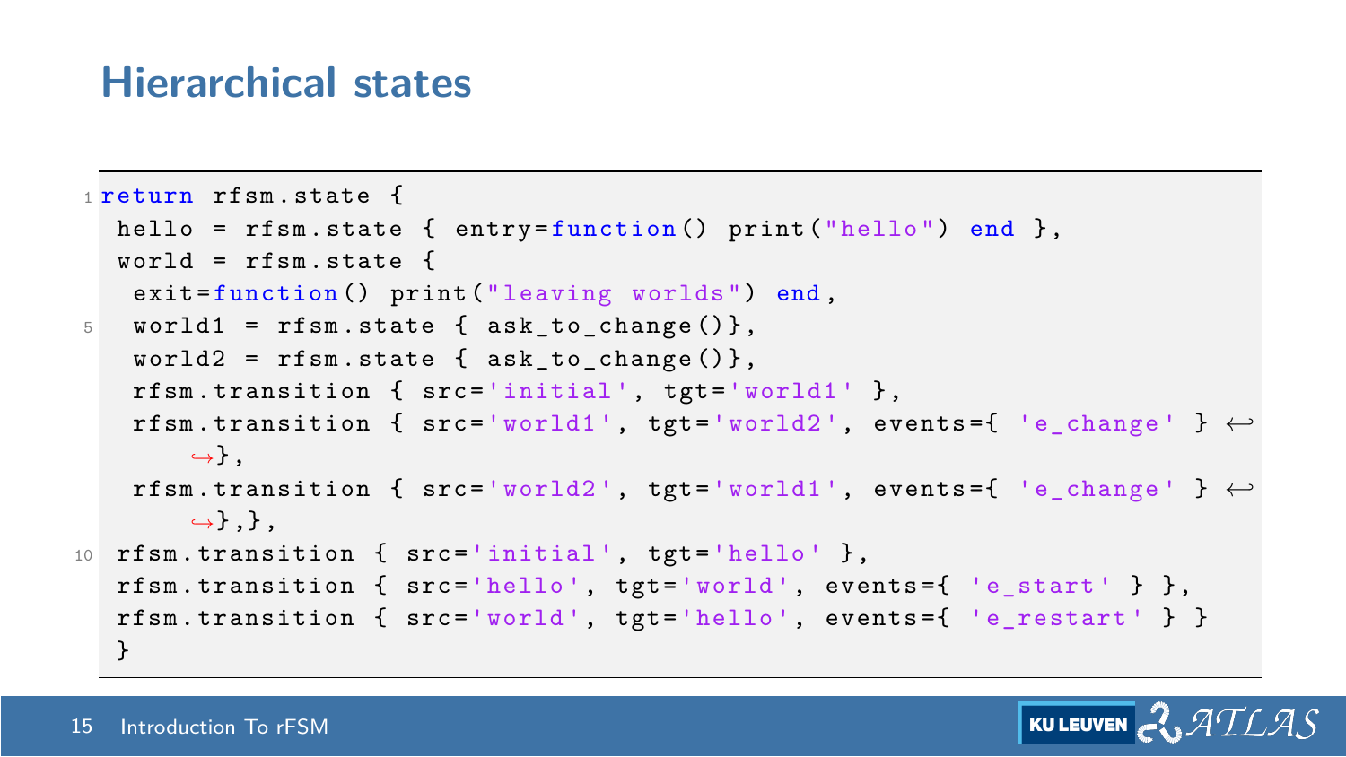# Hierarchical states

```lua
return rfsm.state {
 hello = rfsm.state { entry=function() print("hello") end },
 world = rfsm.state {
  exit=function() print("leaving worlds") end,
  world1 = rfsm.state { ask_to_change()},
  world2 = rfsm.state { ask_to_change()},
  rfsm.transition { src='initial', tgt='world1' },
  rfsm.transition { src='world1', tgt='world2', events={ 'e_change' } },
  rfsm.transition { src='world2', tgt='world1', events={ 'e_change' } },},
 rfsm.transition { src='initial', tgt='hello' },
 rfsm.transition { src='hello', tgt='world', events={ 'e_start' } },
 rfsm.transition { src='world', tgt='hello', events={ 'e_restart' } }
 }
```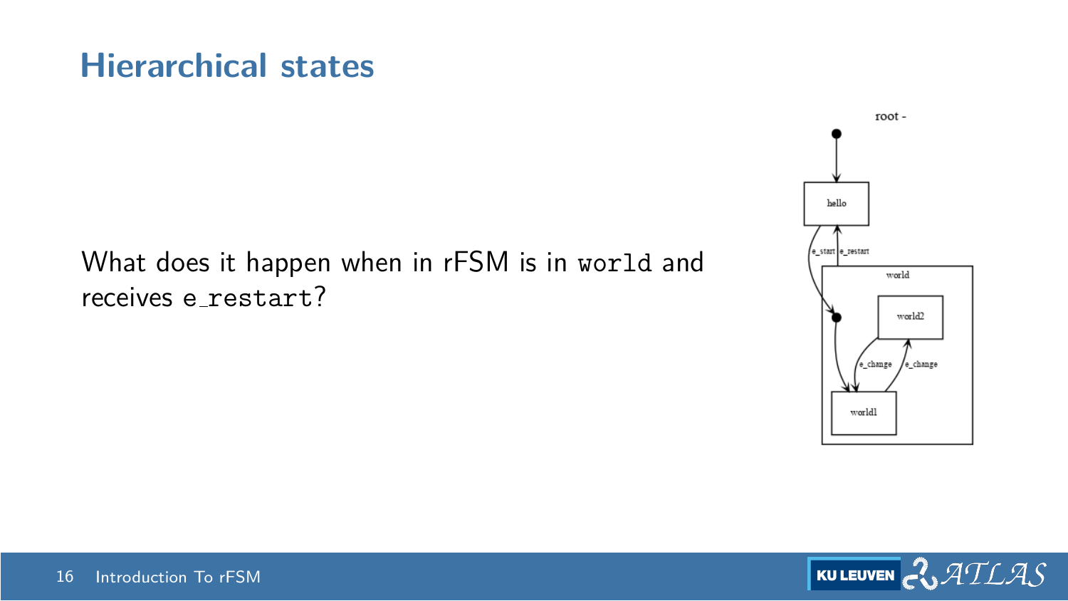# Hierarchical states

What does it happen when in rFSM is in `world` and receives `e_restart`?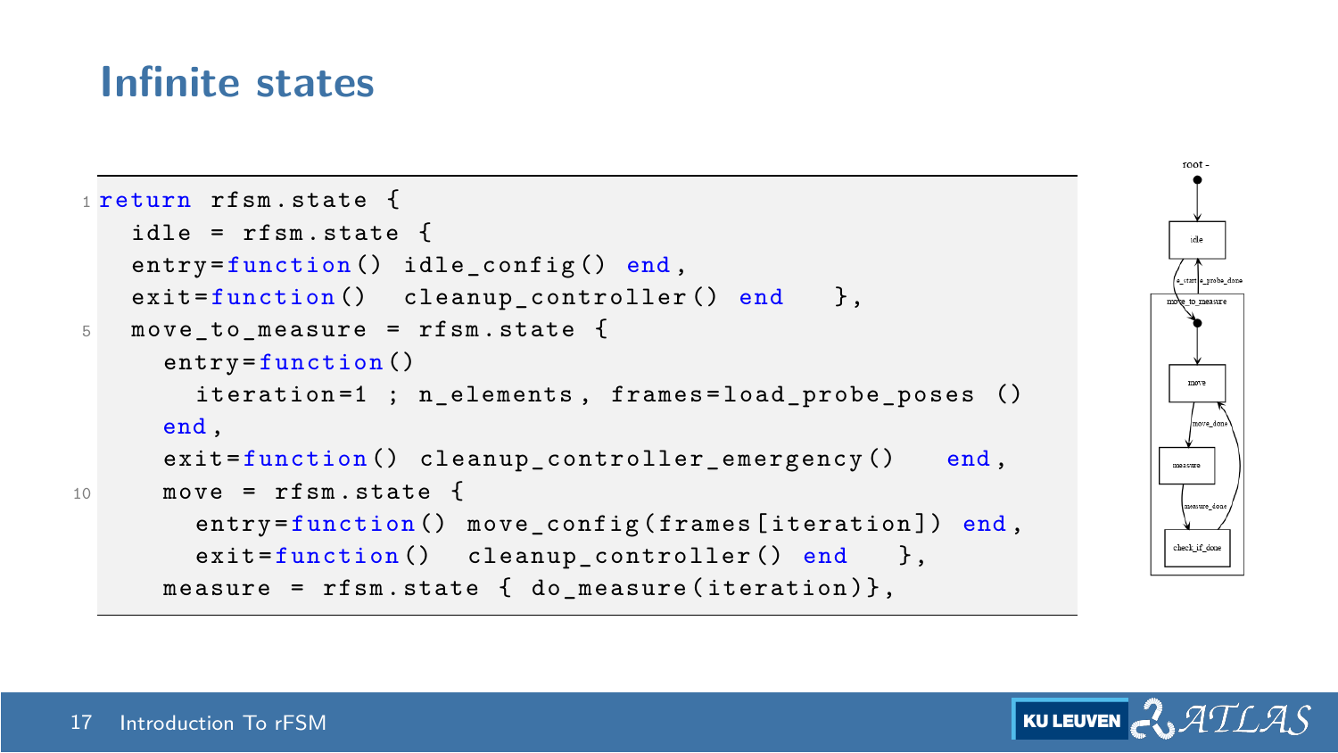# Infinite states

```lua
return rfsm.state {
  idle = rfsm.state {
  entry=function() idle_config() end,
  exit=function()  cleanup_controller() end   },
  move_to_measure = rfsm.state {
    entry=function()
      iteration=1 ; n_elements, frames=load_probe_poses ()
    end,
    exit=function() cleanup_controller_emergency()   end,
    move = rfsm.state {
      entry=function() move_config(frames[iteration]) end,
      exit=function()  cleanup_controller() end   },
    measure = rfsm.state { do_measure(iteration)},
```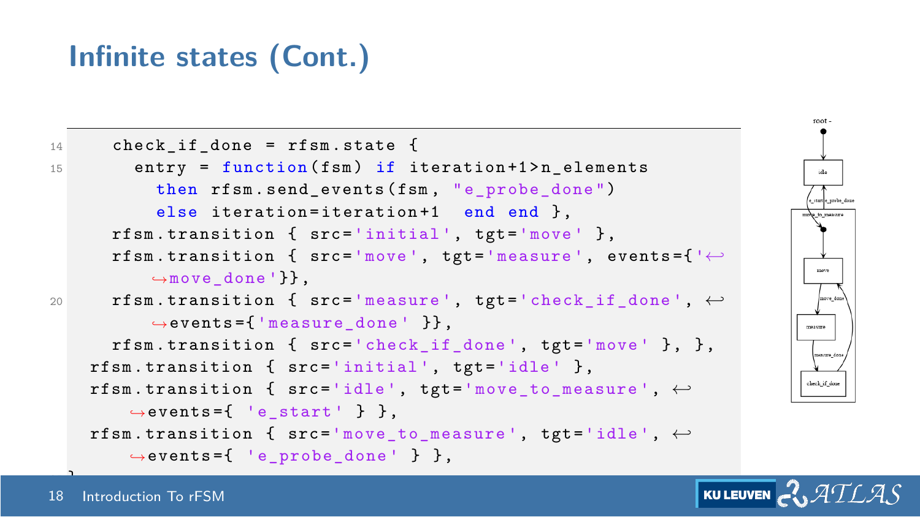# Infinite states (Cont.)

```
      check_if_done = rfsm.state {
        entry = function(fsm) if iteration+1>n_elements
          then rfsm.send_events(fsm, "e_probe_done")
          else iteration=iteration+1  end end },
      rfsm.transition { src='initial', tgt='move' },
      rfsm.transition { src='move', tgt='measure', events={'move_done'}},
      rfsm.transition { src='measure', tgt='check_if_done', events={'measure_done' }},
      rfsm.transition { src='check_if_done', tgt='move' }, },
    rfsm.transition { src='initial', tgt='idle' },
    rfsm.transition { src='idle', tgt='move_to_measure', events={ 'e_start' } },
    rfsm.transition { src='move_to_measure', tgt='idle', events={ 'e_probe_done' } },
```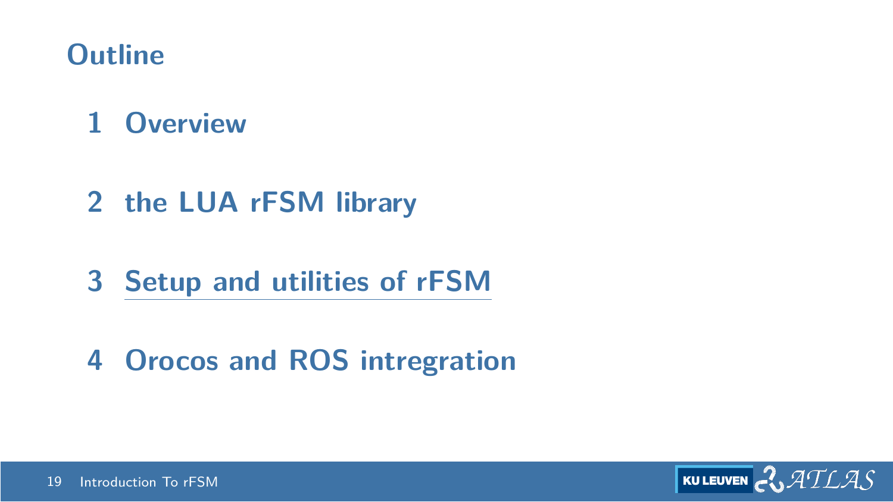# Outline

1. Overview
2. the LUA rFSM library
3. Setup and utilities of rFSM
4. Orocos and ROS intregration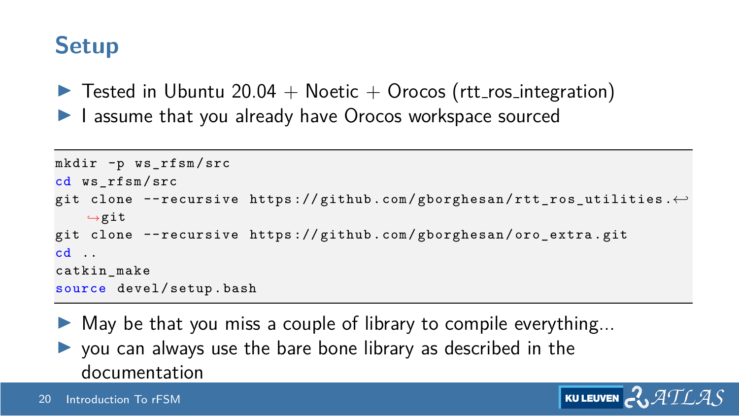# Setup

- Tested in Ubuntu 20.04 + Noetic + Orocos (rtt_ros_integration)
- I assume that you already have Orocos workspace sourced

```
mkdir -p ws_rfsm/src
cd ws_rfsm/src
git clone --recursive https://github.com/gborghesan/rtt_ros_utilities.git
git clone --recursive https://github.com/gborghesan/oro_extra.git
cd ..
catkin_make
source devel/setup.bash
```

- May be that you miss a couple of library to compile everything...
- you can always use the bare bone library as described in the documentation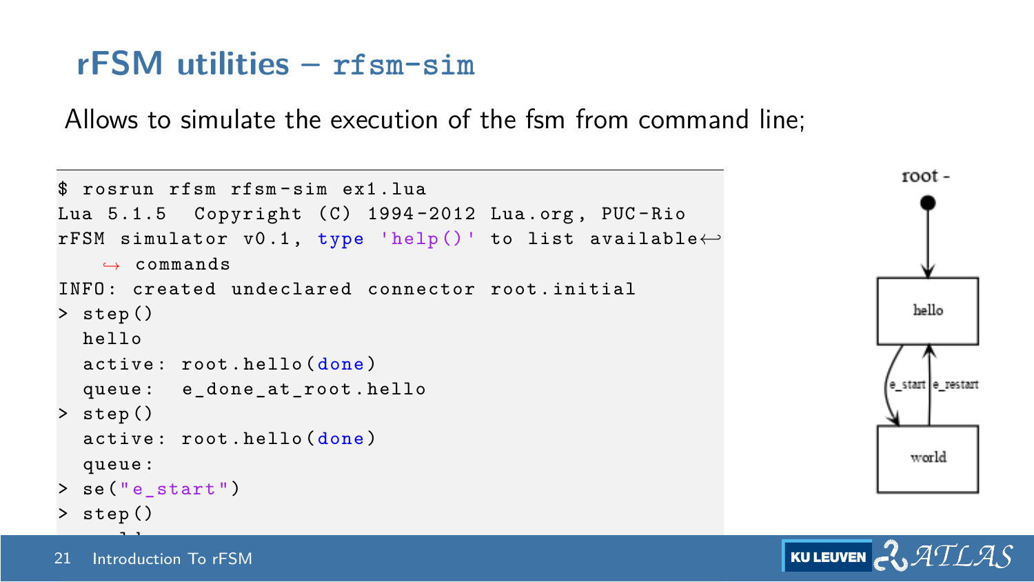# rFSM utilities – `rfsm-sim`

Allows to simulate the execution of the fsm from command line;

```
$ rosrun rfsm rfsm-sim ex1.lua
Lua 5.1.5  Copyright (C) 1994-2012 Lua.org, PUC-Rio
rFSM simulator v0.1, type 'help()' to list available
    commands
INFO: created undeclared connector root.initial
> step()
  hello
  active: root.hello(done)
  queue:  e_done_at_root.hello
> step()
  active: root.hello(done)
  queue:
> se("e_start")
> step()
```

root -

hello

e_start | e_restart

world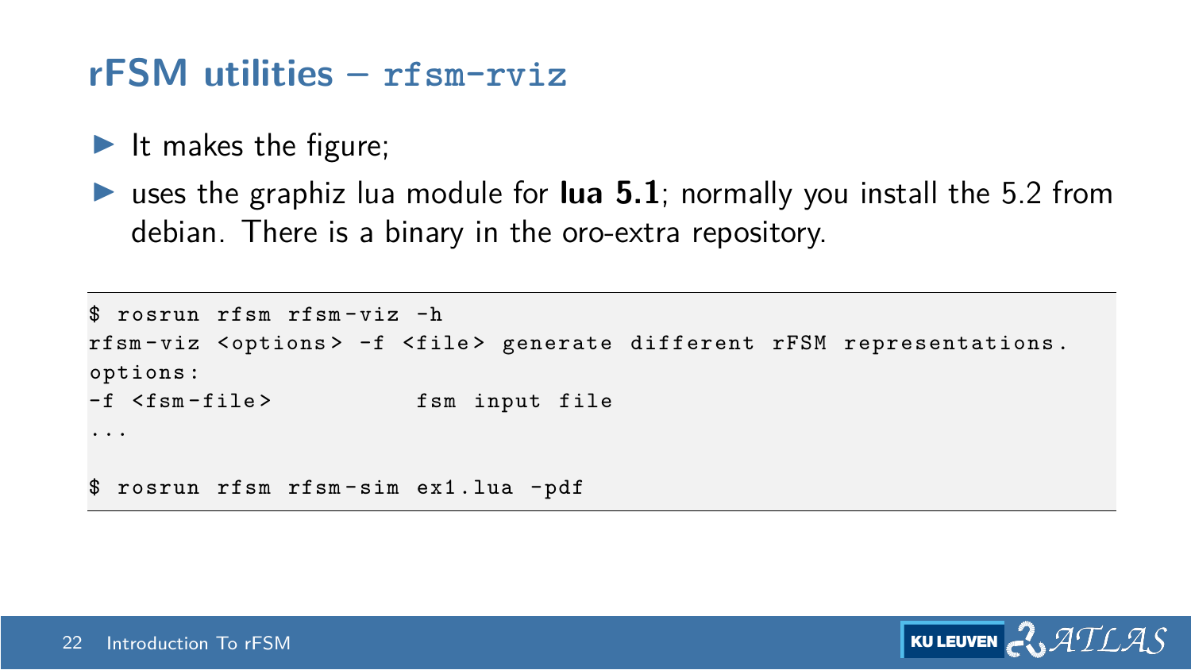## rFSM utilities – `rfsm-rviz`

- It makes the figure;
- uses the graphiz lua module for **lua 5.1**; normally you install the 5.2 from debian. There is a binary in the oro-extra repository.

```
$ rosrun rfsm rfsm-viz -h
rfsm-viz <options> -f <file> generate different rFSM representations.
options:
-f <fsm-file>          fsm input file
...

$ rosrun rfsm rfsm-sim ex1.lua -pdf
```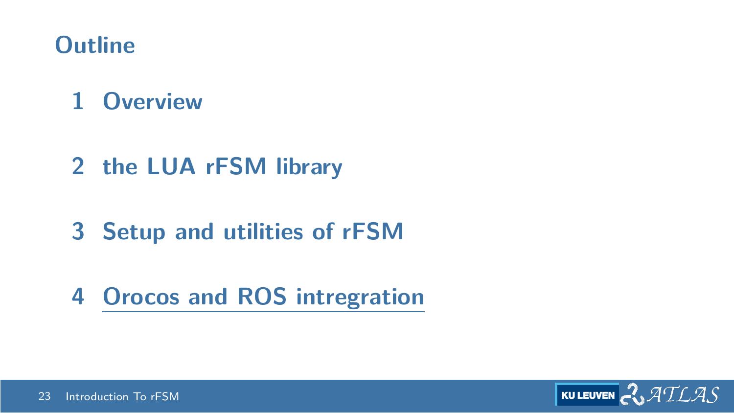# Outline

1. Overview
2. the LUA rFSM library
3. Setup and utilities of rFSM
4. Orocos and ROS intregration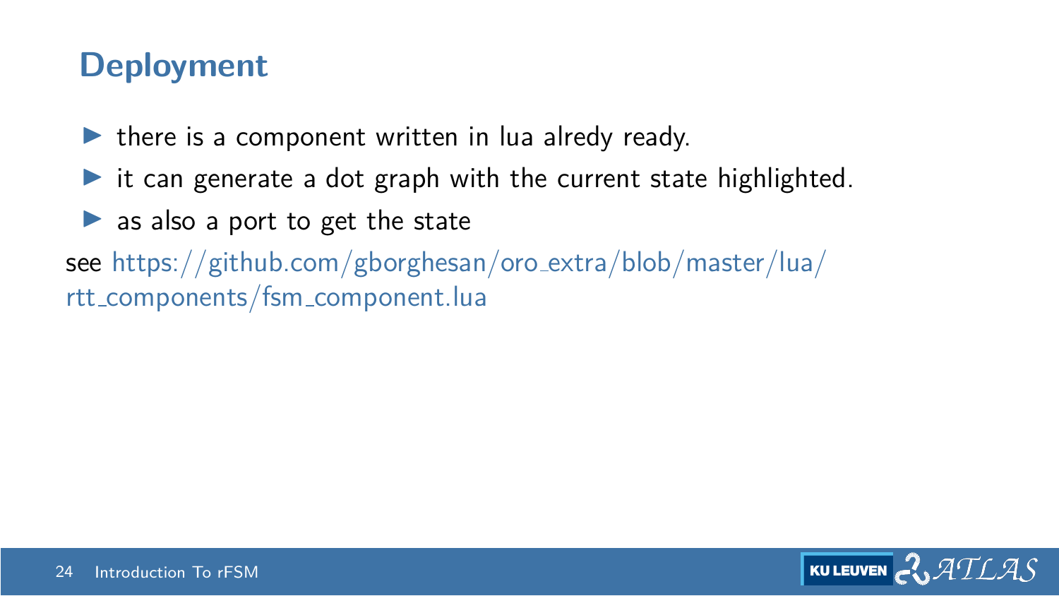## Deployment

- there is a component written in lua alredy ready.
- it can generate a dot graph with the current state highlighted.
- as also a port to get the state

see https://github.com/gborghesan/oro_extra/blob/master/lua/rtt_components/fsm_component.lua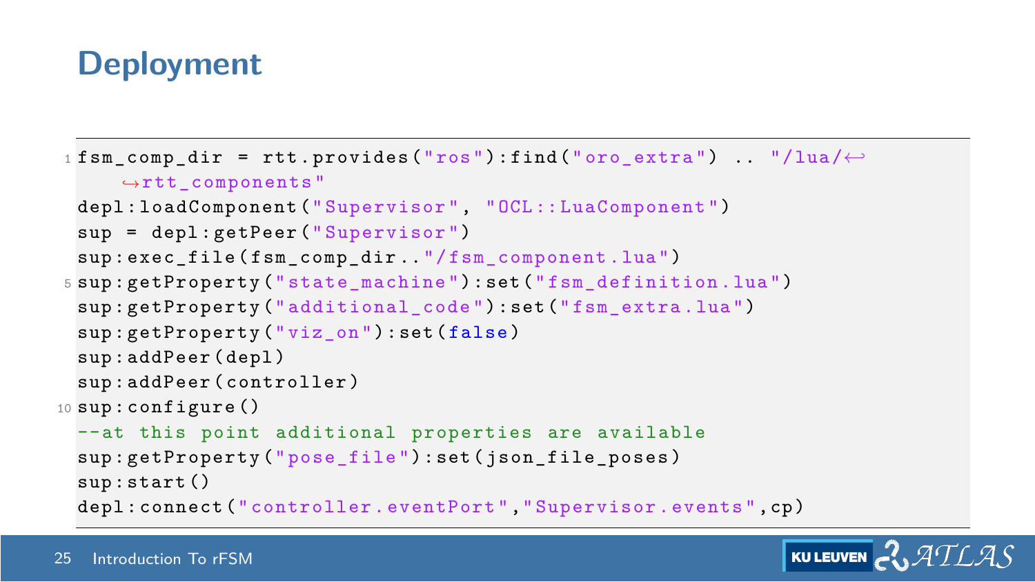# Deployment

```lua
fsm_comp_dir = rtt.provides("ros"):find("oro_extra") .. "/lua/rtt_components"
depl:loadComponent("Supervisor", "OCL::LuaComponent")
sup = depl:getPeer("Supervisor")
sup:exec_file(fsm_comp_dir.."/fsm_component.lua")
sup:getProperty("state_machine"):set("fsm_definition.lua")
sup:getProperty("additional_code"):set("fsm_extra.lua")
sup:getProperty("viz_on"):set(false)
sup:addPeer(depl)
sup:addPeer(controller)
sup:configure()
--at this point additional properties are available
sup:getProperty("pose_file"):set(json_file_poses)
sup:start()
depl:connect("controller.eventPort","Supervisor.events",cp)
```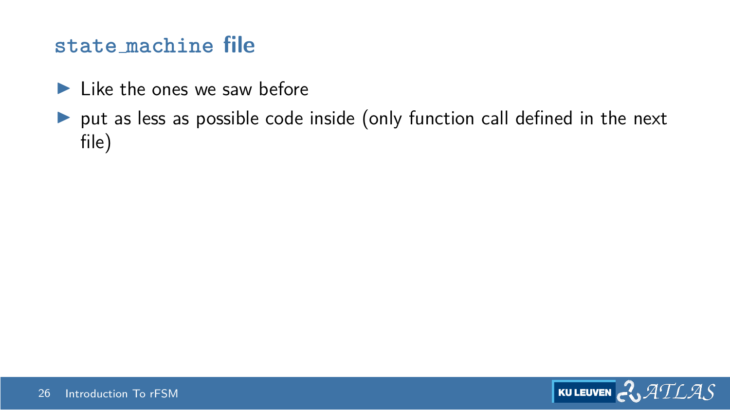## `state_machine` file

- Like the ones we saw before
- put as less as possible code inside (only function call defined in the next file)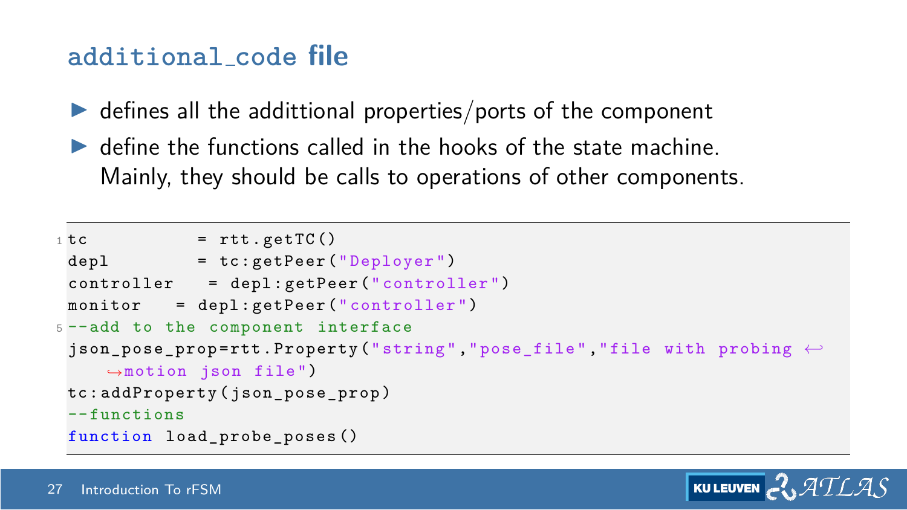## additional_code file

- defines all the addittional properties/ports of the component
- define the functions called in the hooks of the state machine. Mainly, they should be calls to operations of other components.

```lua
tc          = rtt.getTC()
depl        = tc:getPeer("Deployer")
controller   = depl:getPeer("controller")
monitor   = depl:getPeer("controller")
--add to the component interface
json_pose_prop=rtt.Property("string","pose_file","file with probing motion json file")
tc:addProperty(json_pose_prop)
--functions
function load_probe_poses()
```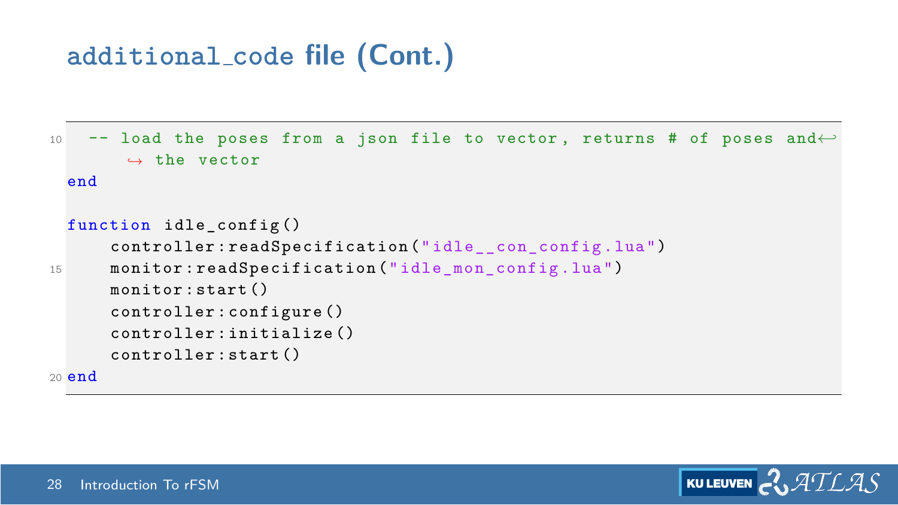# additional_code file (Cont.)

```lua
  -- load the poses from a json file to vector, returns # of poses and the vector
end

function idle_config()
    controller:readSpecification("idle__con_config.lua")
    monitor:readSpecification("idle_mon_config.lua")
    monitor:start()
    controller:configure()
    controller:initialize()
    controller:start()
end
```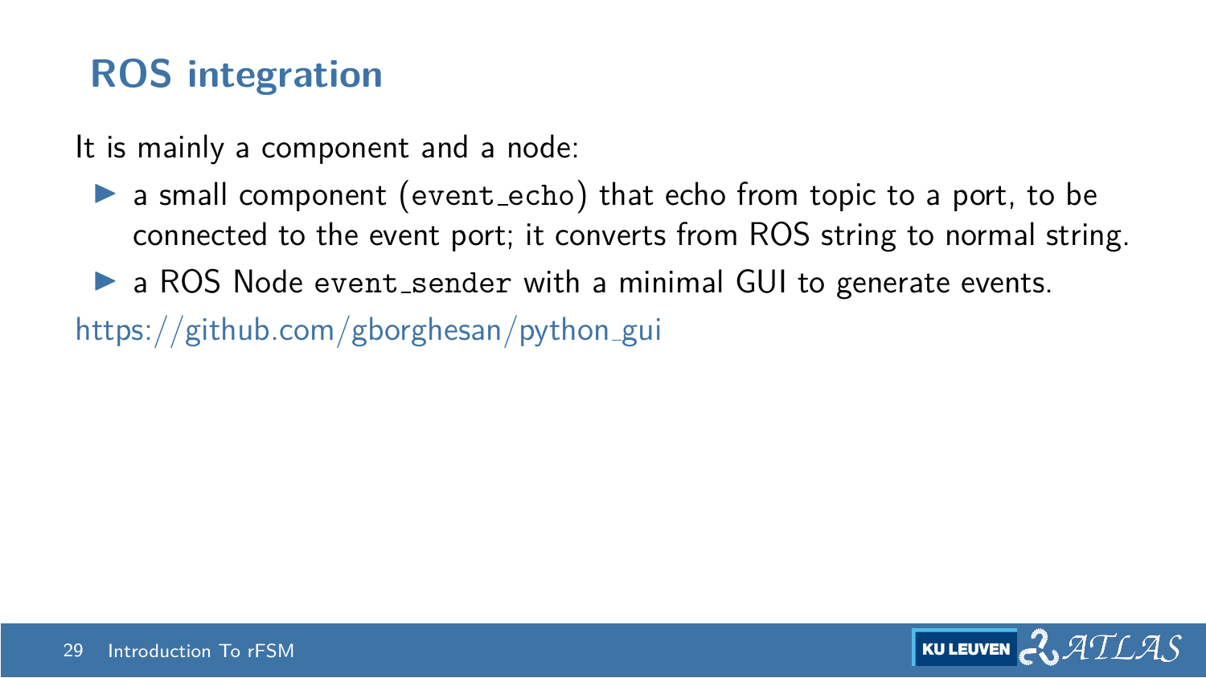## ROS integration

It is mainly a component and a node:

- a small component (`event_echo`) that echo from topic to a port, to be connected to the event port; it converts from ROS string to normal string.
- a ROS Node `event_sender` with a minimal GUI to generate events.

https://github.com/gborghesan/python_gui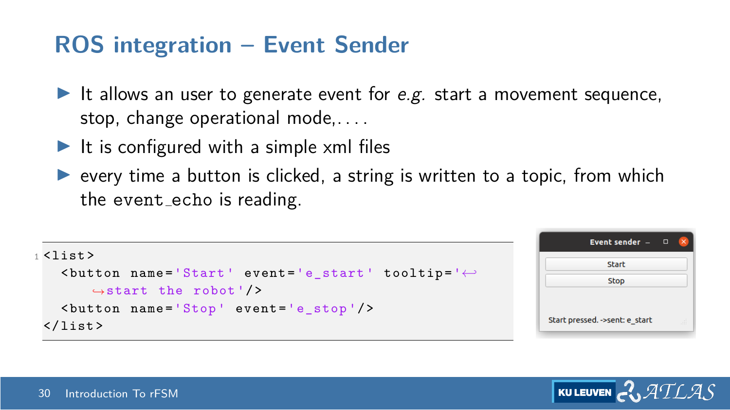# ROS integration – Event Sender

- It allows an user to generate event for *e.g.* start a movement sequence, stop, change operational mode,. . . .
- It is configured with a simple xml files
- every time a button is clicked, a string is written to a topic, from which the event_echo is reading.

```
<list>
  <button name='Start' event='e_start' tooltip='start the robot'/>
  <button name='Stop' event='e_stop'/>
</list>
```

Event sender

Start

Stop

Start pressed. ->sent: e_start